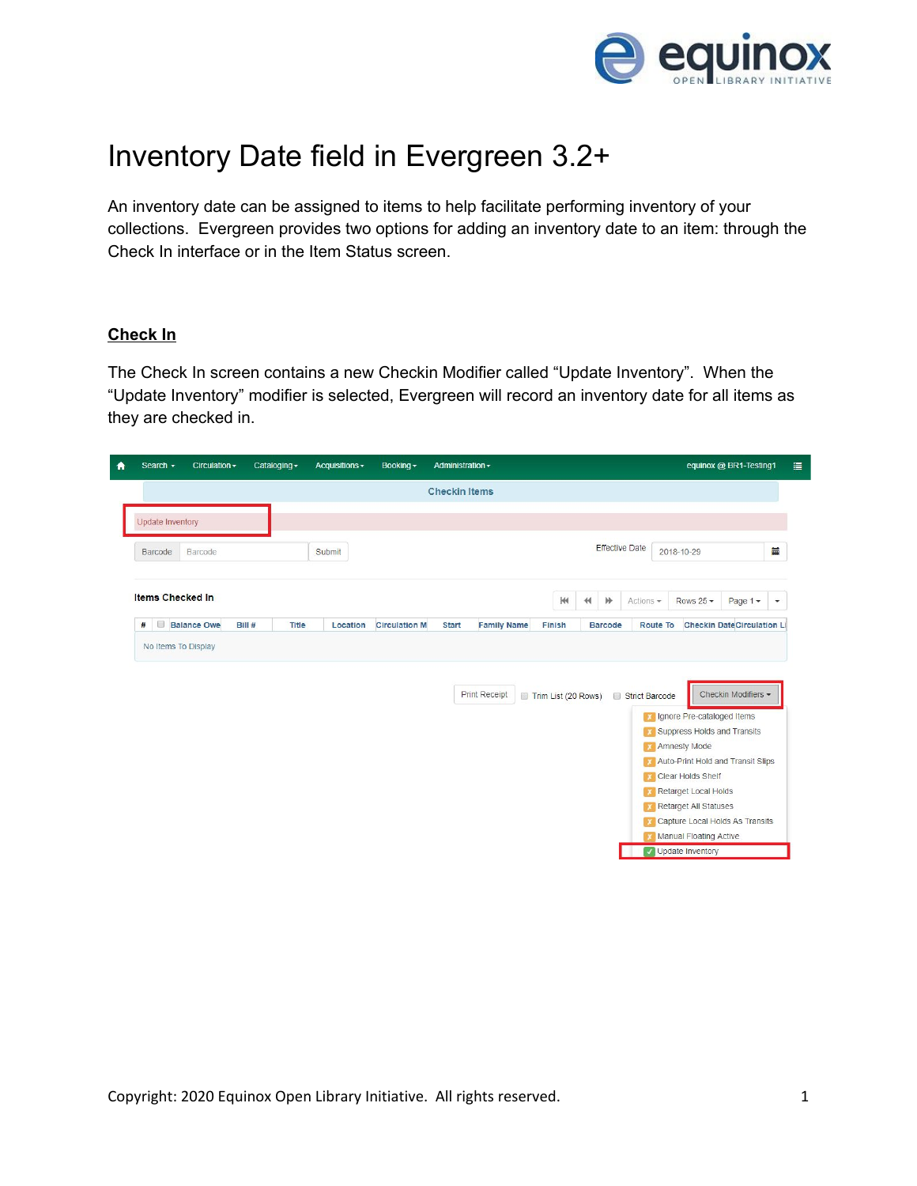# Inventory Date field in Evergreen 3.2+

An inventory date can be assigned to items to help facilitate performing inventory of your collections. Evergreen provides two options for adding an inventory date to an item: through the Check In interface or in the Item Status screen.

## Check In

The Check In screen contains a new Checkin Modifier called "Update Inventory". When the "Update Inventory" modifier is selected, Evergreen will record an inventory date for all items as they are checked in.

Copyright: 2020 Equinox Open Library Initiative. All rights reserved.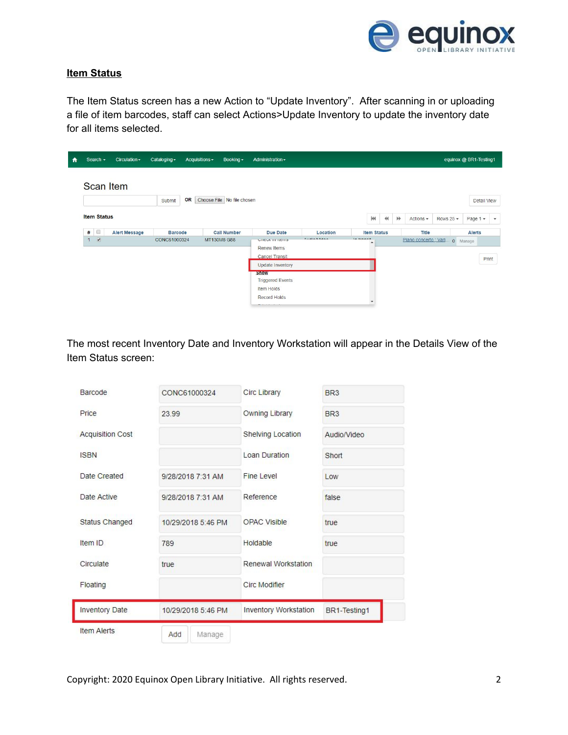## Item Status

The Item Status screen has a new Action to "Update Inventory". After scanning in or uploading a file of item barcodes, staff can select Actions>Update Inventory to update the inventory date for all items selected.

The most recent Inventory Date and Inventory Workstation will appear in the Details View of the Item Status screen:

| | | | |
|---|---|---|---|
| Barcode | CONC61000324 | Circ Library | BR3 |
| Price | 23.99 | Owning Library | BR3 |
| Acquisition Cost | | Shelving Location | Audio/Video |
| ISBN | | Loan Duration | Short |
| Date Created | 9/28/2018 7:31 AM | Fine Level | Low |
| Date Active | 9/28/2018 7:31 AM | Reference | false |
| Status Changed | 10/29/2018 5:46 PM | OPAC Visible | true |
| Item ID | 789 | Holdable | true |
| Circulate | true | Renewal Workstation | |
| Floating | | Circ Modifier | |
| Inventory Date | 10/29/2018 5:46 PM | Inventory Workstation | BR1-Testing1 |
| Item Alerts | Add Manage | | |

Copyright: 2020 Equinox Open Library Initiative. All rights reserved.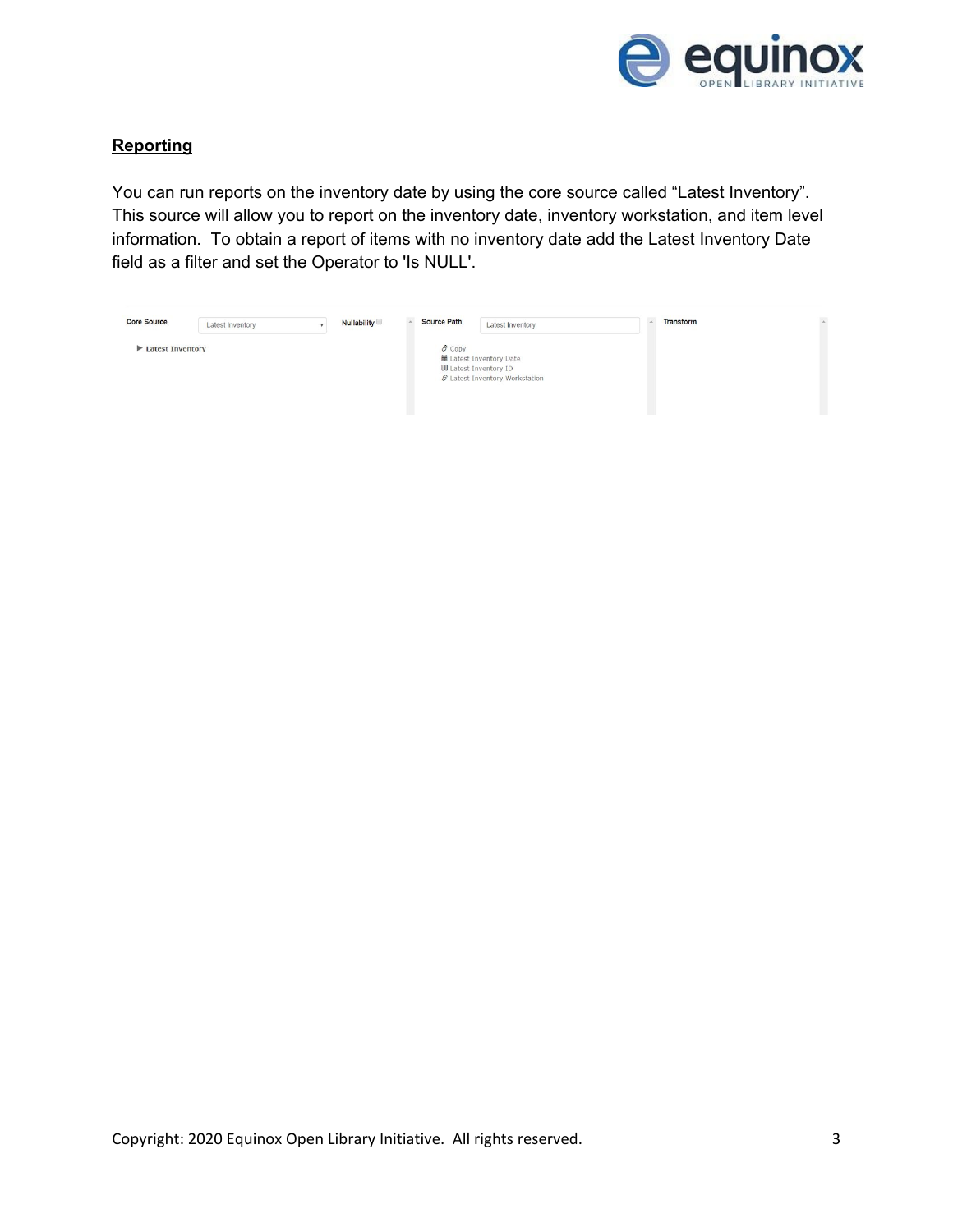**Reporting**

You can run reports on the inventory date by using the core source called “Latest Inventory”. This source will allow you to report on the inventory date, inventory workstation, and item level information. To obtain a report of items with no inventory date add the Latest Inventory Date field as a filter and set the Operator to 'Is NULL'.

Core Source Latest Inventory Nullability Source Path Latest Inventory Transform

Latest Inventory

Copy
Latest Inventory Date
Latest Inventory ID
Latest Inventory Workstation